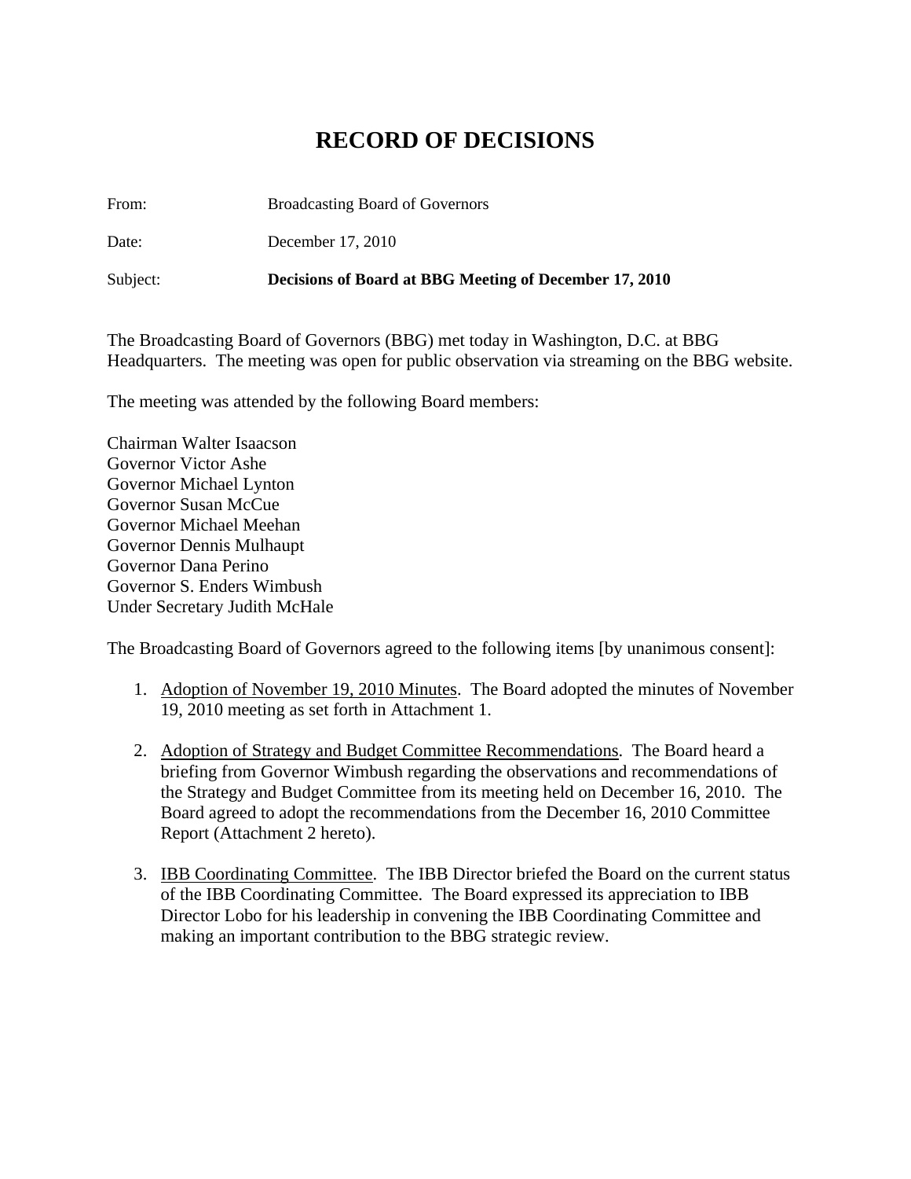# RECORD OF DECISIONS

From: Broadcasting Board of Governors

Date: December 17, 2010

Subject: **Decisions of Board at BBG Meeting of December 17, 2010**

The Broadcasting Board of Governors (BBG) met today in Washington, D.C. at BBG Headquarters. The meeting was open for public observation via streaming on the BBG website.

The meeting was attended by the following Board members:

Chairman Walter Isaacson
Governor Victor Ashe
Governor Michael Lynton
Governor Susan McCue
Governor Michael Meehan
Governor Dennis Mulhaupt
Governor Dana Perino
Governor S. Enders Wimbush
Under Secretary Judith McHale

The Broadcasting Board of Governors agreed to the following items [by unanimous consent]:

1. Adoption of November 19, 2010 Minutes. The Board adopted the minutes of November 19, 2010 meeting as set forth in Attachment 1.

2. Adoption of Strategy and Budget Committee Recommendations. The Board heard a briefing from Governor Wimbush regarding the observations and recommendations of the Strategy and Budget Committee from its meeting held on December 16, 2010. The Board agreed to adopt the recommendations from the December 16, 2010 Committee Report (Attachment 2 hereto).

3. IBB Coordinating Committee. The IBB Director briefed the Board on the current status of the IBB Coordinating Committee. The Board expressed its appreciation to IBB Director Lobo for his leadership in convening the IBB Coordinating Committee and making an important contribution to the BBG strategic review.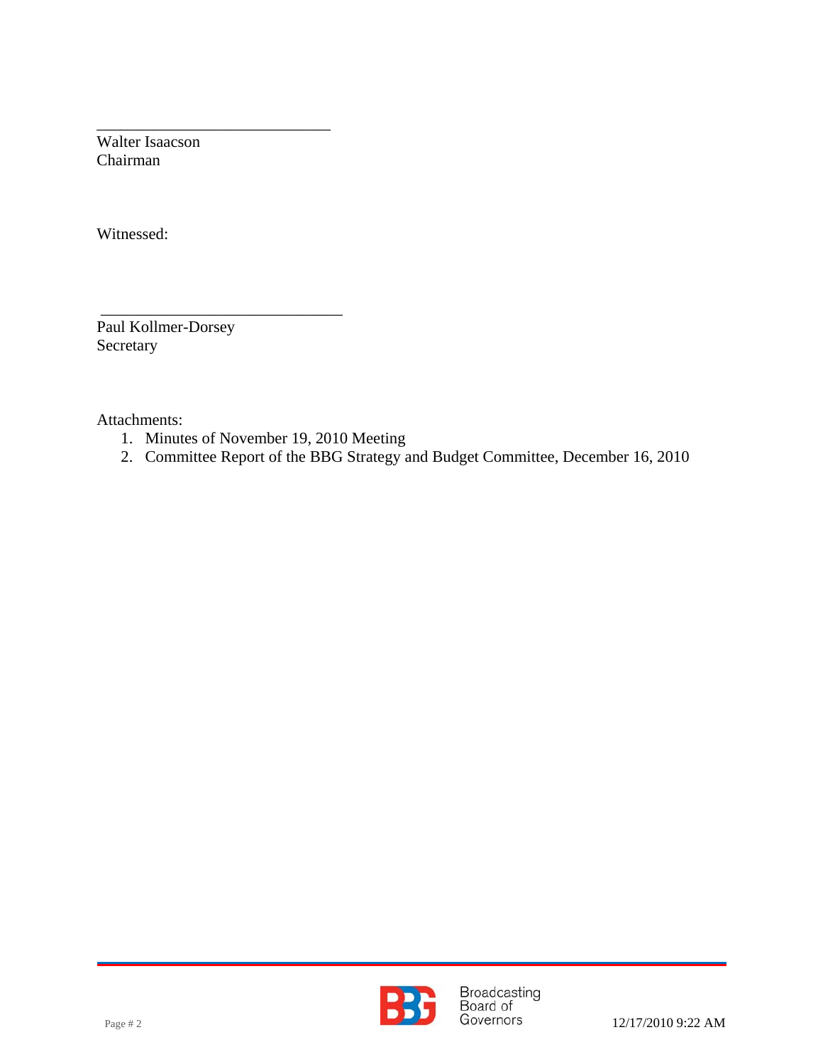\_\_\_\_\_\_\_\_\_\_\_\_\_\_\_\_\_\_\_\_\_\_\_\_\_\_\_\_\_\_

Walter Isaacson
Chairman

Witnessed:

\_\_\_\_\_\_\_\_\_\_\_\_\_\_\_\_\_\_\_\_\_\_\_\_\_\_\_\_\_\_

Paul Kollmer-Dorsey
Secretary

Attachments:

1. Minutes of November 19, 2010 Meeting
2. Committee Report of the BBG Strategy and Budget Committee, December 16, 2010